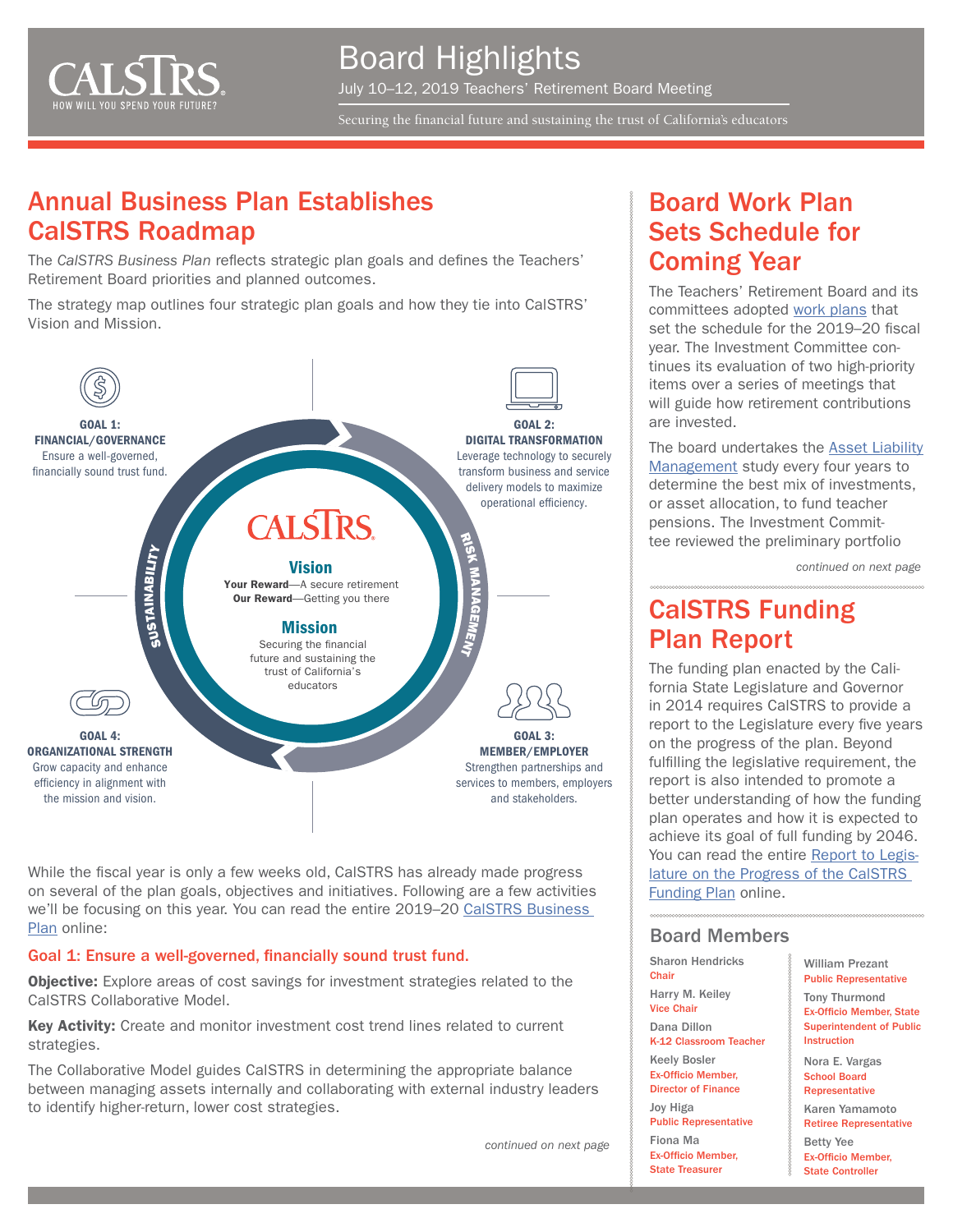# Board Highlights

July 10–12, 2019 Teachers' Retirement Board Meeting

Securing the financial future and sustaining the trust of California's educators

## Annual Business Plan Establishes CalSTRS Roadmap

The *CalSTRS Business Plan* reflects strategic plan goals and defines the Teachers' Retirement Board priorities and planned outcomes.

The strategy map outlines four strategic plan goals and how they tie into CalSTRS' Vision and Mission.

**GOAL 1: FINANCIAL/GOVERNANCE**
Ensure a well-governed, financially sound trust fund.

**GOAL 2: DIGITAL TRANSFORMATION**
Leverage technology to securely transform business and service delivery models to maximize operational efficiency.

**GOAL 3: MEMBER/EMPLOYER**
Strengthen partnerships and services to members, employers and stakeholders.

**GOAL 4: ORGANIZATIONAL STRENGTH**
Grow capacity and enhance efficiency in alignment with the mission and vision.

SUSTAINABILITY

RISK MANAGEMENT

CALSTRS

**Vision**
**Your Reward**—A secure retirement
**Our Reward**—Getting you there

**Mission**
Securing the financial future and sustaining the trust of California's educators

While the fiscal year is only a few weeks old, CalSTRS has already made progress on several of the plan goals, objectives and initiatives. Following are a few activities we'll be focusing on this year. You can read the entire 2019–20 CalSTRS Business Plan online:

### Goal 1: Ensure a well-governed, financially sound trust fund.

**Objective:** Explore areas of cost savings for investment strategies related to the CalSTRS Collaborative Model.

**Key Activity:** Create and monitor investment cost trend lines related to current strategies.

The Collaborative Model guides CalSTRS in determining the appropriate balance between managing assets internally and collaborating with external industry leaders to identify higher-return, lower cost strategies.

*continued on next page*

## Board Work Plan Sets Schedule for Coming Year

The Teachers' Retirement Board and its committees adopted work plans that set the schedule for the 2019–20 fiscal year. The Investment Committee continues its evaluation of two high-priority items over a series of meetings that will guide how retirement contributions are invested.

The board undertakes the Asset Liability Management study every four years to determine the best mix of investments, or asset allocation, to fund teacher pensions. The Investment Committee reviewed the preliminary portfolio

*continued on next page*

## CalSTRS Funding Plan Report

The funding plan enacted by the California State Legislature and Governor in 2014 requires CalSTRS to provide a report to the Legislature every five years on the progress of the plan. Beyond fulfilling the legislative requirement, the report is also intended to promote a better understanding of how the funding plan operates and how it is expected to achieve its goal of full funding by 2046. You can read the entire Report to Legislature on the Progress of the CalSTRS Funding Plan online.

### Board Members

- Sharon Hendricks — Chair
- Harry M. Keiley — Vice Chair
- Dana Dillon — K-12 Classroom Teacher
- Keely Bosler — Ex-Officio Member, Director of Finance
- Joy Higa — Public Representative
- Fiona Ma — Ex-Officio Member, State Treasurer
- William Prezant — Public Representative
- Tony Thurmond — Ex-Officio Member, State Superintendent of Public Instruction
- Nora E. Vargas — School Board Representative
- Karen Yamamoto — Retiree Representative
- Betty Yee — Ex-Officio Member, State Controller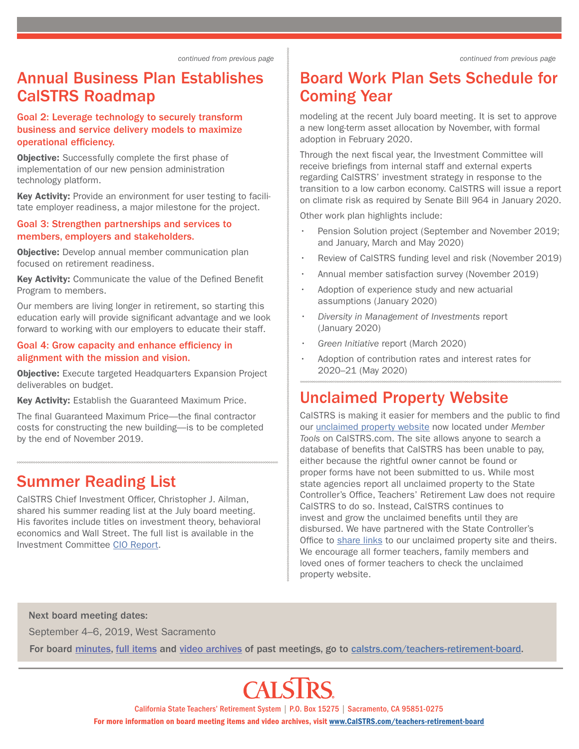*continued from previous page*

## Annual Business Plan Establishes CalSTRS Roadmap

**Goal 2: Leverage technology to securely transform business and service delivery models to maximize operational efficiency.**

**Objective:** Successfully complete the first phase of implementation of our new pension administration technology platform.

**Key Activity:** Provide an environment for user testing to facilitate employer readiness, a major milestone for the project.

**Goal 3: Strengthen partnerships and services to members, employers and stakeholders.**

**Objective:** Develop annual member communication plan focused on retirement readiness.

**Key Activity:** Communicate the value of the Defined Benefit Program to members.

Our members are living longer in retirement, so starting this education early will provide significant advantage and we look forward to working with our employers to educate their staff.

**Goal 4: Grow capacity and enhance efficiency in alignment with the mission and vision.**

**Objective:** Execute targeted Headquarters Expansion Project deliverables on budget.

**Key Activity:** Establish the Guaranteed Maximum Price.

The final Guaranteed Maximum Price—the final contractor costs for constructing the new building—is to be completed by the end of November 2019.

## Summer Reading List

CalSTRS Chief Investment Officer, Christopher J. Ailman, shared his summer reading list at the July board meeting. His favorites include titles on investment theory, behavioral economics and Wall Street. The full list is available in the Investment Committee CIO Report.

*continued from previous page*

## Board Work Plan Sets Schedule for Coming Year

modeling at the recent July board meeting. It is set to approve a new long-term asset allocation by November, with formal adoption in February 2020.

Through the next fiscal year, the Investment Committee will receive briefings from internal staff and external experts regarding CalSTRS' investment strategy in response to the transition to a low carbon economy. CalSTRS will issue a report on climate risk as required by Senate Bill 964 in January 2020.

Other work plan highlights include:

- Pension Solution project (September and November 2019; and January, March and May 2020)
- Review of CalSTRS funding level and risk (November 2019)
- Annual member satisfaction survey (November 2019)
- Adoption of experience study and new actuarial assumptions (January 2020)
- *Diversity in Management of Investments* report (January 2020)
- *Green Initiative* report (March 2020)
- Adoption of contribution rates and interest rates for 2020–21 (May 2020)

## Unclaimed Property Website

CalSTRS is making it easier for members and the public to find our unclaimed property website now located under *Member Tools* on CalSTRS.com. The site allows anyone to search a database of benefits that CalSTRS has been unable to pay, either because the rightful owner cannot be found or proper forms have not been submitted to us. While most state agencies report all unclaimed property to the State Controller's Office, Teachers' Retirement Law does not require CalSTRS to do so. Instead, CalSTRS continues to invest and grow the unclaimed benefits until they are disbursed. We have partnered with the State Controller's Office to share links to our unclaimed property site and theirs. We encourage all former teachers, family members and loved ones of former teachers to check the unclaimed property website.

**Next board meeting dates:**

September 4–6, 2019, West Sacramento

**For board minutes, full items and video archives of past meetings, go to calstrs.com/teachers-retirement-board.**

CALSTRS

California State Teachers' Retirement System | P.O. Box 15275 | Sacramento, CA 95851-0275

For more information on board meeting items and video archives, visit www.CalSTRS.com/teachers-retirement-board